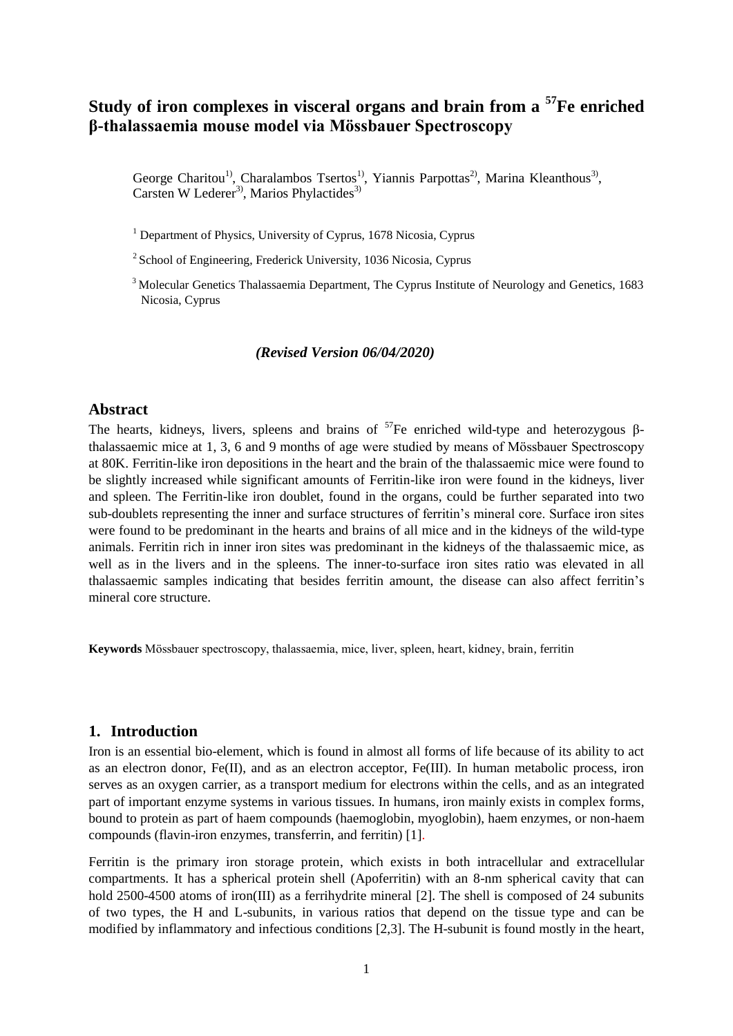# Study of iron complexes in visceral organs and brain from a $^{57}$Fe enriched β-thalassaemia mouse model via Mössbauer Spectroscopy

George Charitou[1)], Charalambos Tsertos[1)], Yiannis Parpottas[2)], Marina Kleanthous[3)], Carsten W Lederer[3)], Marios Phylactides[3)]

[1] Department of Physics, University of Cyprus, 1678 Nicosia, Cyprus

[2] School of Engineering, Frederick University, 1036 Nicosia, Cyprus

[3] Molecular Genetics Thalassaemia Department, The Cyprus Institute of Neurology and Genetics, 1683 Nicosia, Cyprus

***(Revised Version 06/04/2020)***

## Abstract

The hearts, kidneys, livers, spleens and brains of $^{57}$Fe enriched wild-type and heterozygous β-thalassaemic mice at 1, 3, 6 and 9 months of age were studied by means of Mössbauer Spectroscopy at 80K. Ferritin-like iron depositions in the heart and the brain of the thalassaemic mice were found to be slightly increased while significant amounts of Ferritin-like iron were found in the kidneys, liver and spleen. The Ferritin-like iron doublet, found in the organs, could be further separated into two sub-doublets representing the inner and surface structures of ferritin's mineral core. Surface iron sites were found to be predominant in the hearts and brains of all mice and in the kidneys of the wild-type animals. Ferritin rich in inner iron sites was predominant in the kidneys of the thalassaemic mice, as well as in the livers and in the spleens. The inner-to-surface iron sites ratio was elevated in all thalassaemic samples indicating that besides ferritin amount, the disease can also affect ferritin's mineral core structure.

**Keywords** Mössbauer spectroscopy, thalassaemia, mice, liver, spleen, heart, kidney, brain, ferritin

## 1. Introduction

Iron is an essential bio-element, which is found in almost all forms of life because of its ability to act as an electron donor, Fe(II), and as an electron acceptor, Fe(III). In human metabolic process, iron serves as an oxygen carrier, as a transport medium for electrons within the cells, and as an integrated part of important enzyme systems in various tissues. In humans, iron mainly exists in complex forms, bound to protein as part of haem compounds (haemoglobin, myoglobin), haem enzymes, or non-haem compounds (flavin-iron enzymes, transferrin, and ferritin) [1].

Ferritin is the primary iron storage protein, which exists in both intracellular and extracellular compartments. It has a spherical protein shell (Apoferritin) with an 8-nm spherical cavity that can hold 2500-4500 atoms of iron(III) as a ferrihydrite mineral [2]. The shell is composed of 24 subunits of two types, the H and L-subunits, in various ratios that depend on the tissue type and can be modified by inflammatory and infectious conditions [2,3]. The H-subunit is found mostly in the heart,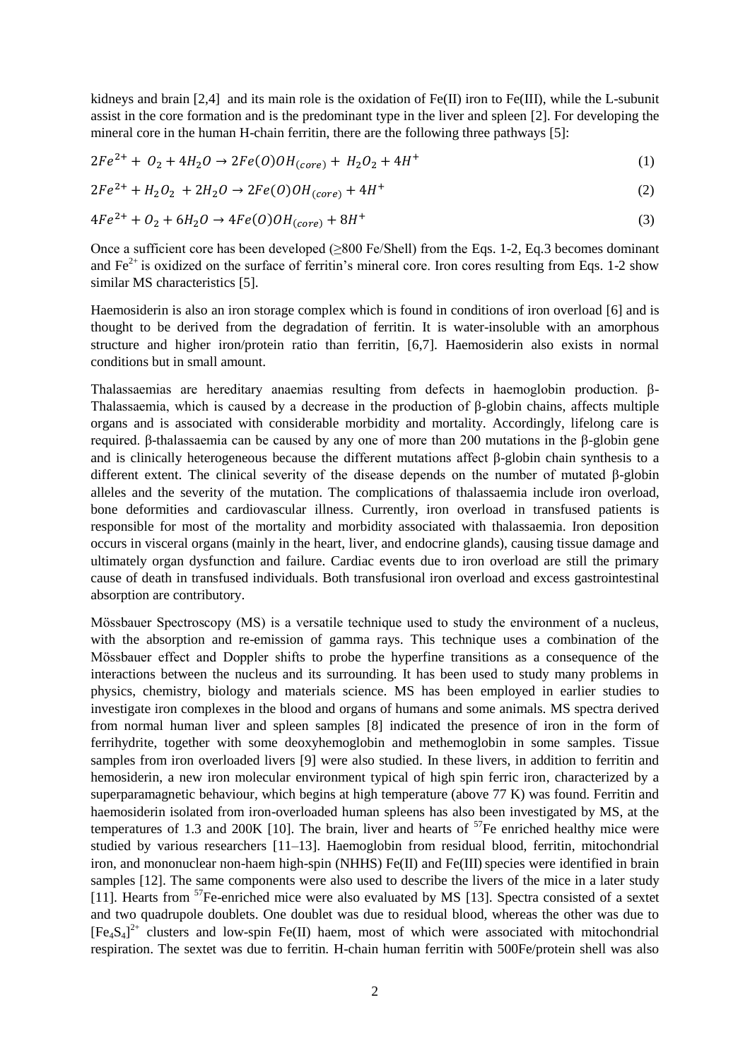kidneys and brain [2,4] and its main role is the oxidation of Fe(II) iron to Fe(III), while the L-subunit assist in the core formation and is the predominant type in the liver and spleen [2]. For developing the mineral core in the human H-chain ferritin, there are the following three pathways [5]:

$$2Fe^{2+} + O_2 + 4H_2O \rightarrow 2Fe(O)OH_{(core)} + H_2O_2 + 4H^+ \tag{1}$$

$$2Fe^{2+} + H_2O_2 + 2H_2O \rightarrow 2Fe(O)OH_{(core)} + 4H^+ \tag{2}$$

$$4Fe^{2+} + O_2 + 6H_2O \rightarrow 4Fe(O)OH_{(core)} + 8H^+ \tag{3}$$

Once a sufficient core has been developed (≥800 Fe/Shell) from the Eqs. 1-2, Eq.3 becomes dominant and $Fe^{2+}$ is oxidized on the surface of ferritin's mineral core. Iron cores resulting from Eqs. 1-2 show similar MS characteristics [5].

Haemosiderin is also an iron storage complex which is found in conditions of iron overload [6] and is thought to be derived from the degradation of ferritin. It is water-insoluble with an amorphous structure and higher iron/protein ratio than ferritin, [6,7]. Haemosiderin also exists in normal conditions but in small amount.

Thalassaemias are hereditary anaemias resulting from defects in haemoglobin production. β-Thalassaemia, which is caused by a decrease in the production of β-globin chains, affects multiple organs and is associated with considerable morbidity and mortality. Accordingly, lifelong care is required. β-thalassaemia can be caused by any one of more than 200 mutations in the β-globin gene and is clinically heterogeneous because the different mutations affect β-globin chain synthesis to a different extent. The clinical severity of the disease depends on the number of mutated β-globin alleles and the severity of the mutation. The complications of thalassaemia include iron overload, bone deformities and cardiovascular illness. Currently, iron overload in transfused patients is responsible for most of the mortality and morbidity associated with thalassaemia. Iron deposition occurs in visceral organs (mainly in the heart, liver, and endocrine glands), causing tissue damage and ultimately organ dysfunction and failure. Cardiac events due to iron overload are still the primary cause of death in transfused individuals. Both transfusional iron overload and excess gastrointestinal absorption are contributory.

Mössbauer Spectroscopy (MS) is a versatile technique used to study the environment of a nucleus, with the absorption and re-emission of gamma rays. This technique uses a combination of the Mössbauer effect and Doppler shifts to probe the hyperfine transitions as a consequence of the interactions between the nucleus and its surrounding. It has been used to study many problems in physics, chemistry, biology and materials science. MS has been employed in earlier studies to investigate iron complexes in the blood and organs of humans and some animals. MS spectra derived from normal human liver and spleen samples [8] indicated the presence of iron in the form of ferrihydrite, together with some deoxyhemoglobin and methemoglobin in some samples. Tissue samples from iron overloaded livers [9] were also studied. In these livers, in addition to ferritin and hemosiderin, a new iron molecular environment typical of high spin ferric iron, characterized by a superparamagnetic behaviour, which begins at high temperature (above 77 K) was found. Ferritin and haemosiderin isolated from iron-overloaded human spleens has also been investigated by MS, at the temperatures of 1.3 and 200K [10]. The brain, liver and hearts of $^{57}Fe$ enriched healthy mice were studied by various researchers [11–13]. Haemoglobin from residual blood, ferritin, mitochondrial iron, and mononuclear non-haem high-spin (NHHS) Fe(II) and Fe(III) species were identified in brain samples [12]. The same components were also used to describe the livers of the mice in a later study [11]. Hearts from $^{57}Fe$-enriched mice were also evaluated by MS [13]. Spectra consisted of a sextet and two quadrupole doublets. One doublet was due to residual blood, whereas the other was due to $[Fe_4S_4]^{2+}$ clusters and low-spin Fe(II) haem, most of which were associated with mitochondrial respiration. The sextet was due to ferritin. H-chain human ferritin with 500Fe/protein shell was also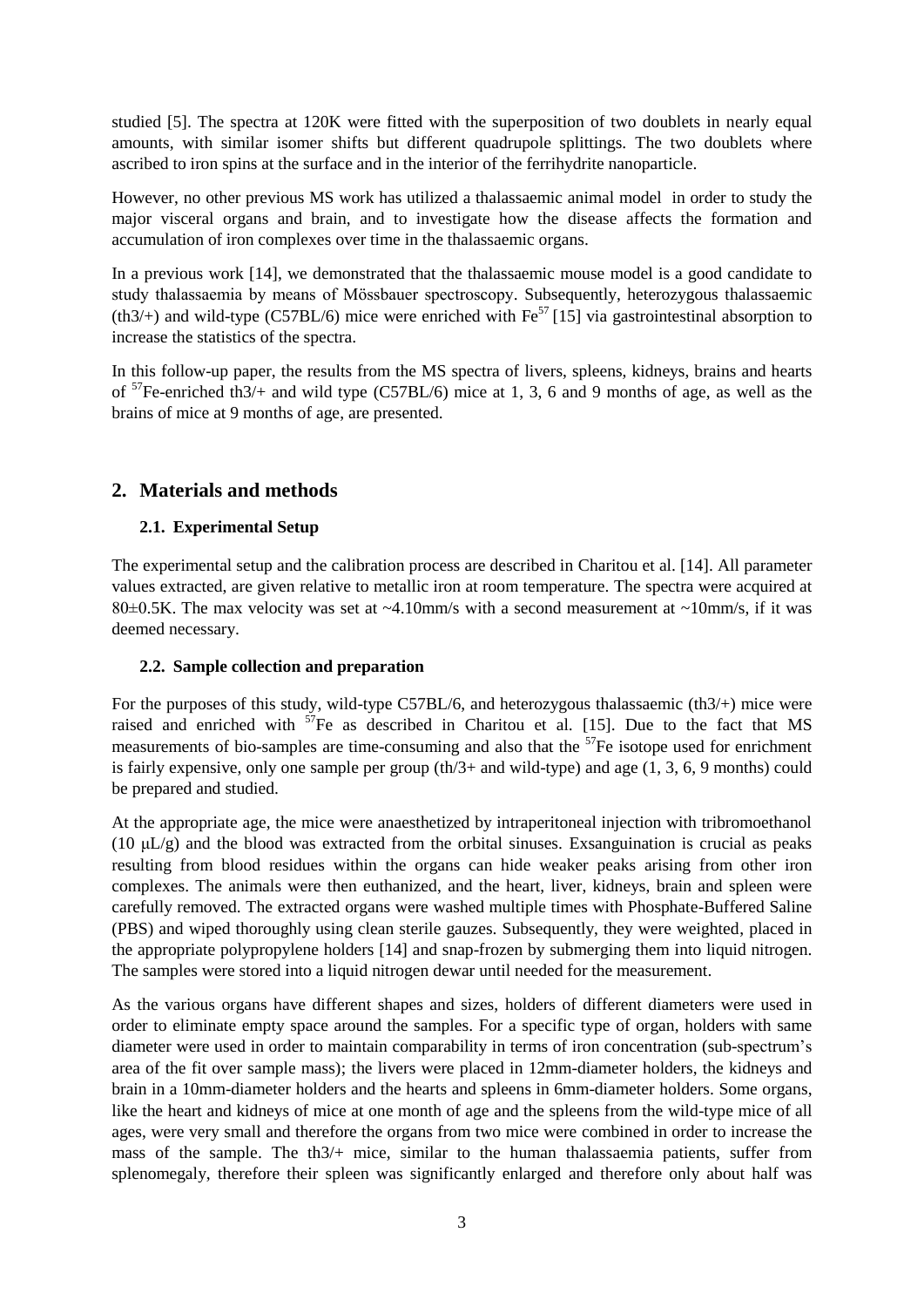studied [5]. The spectra at 120K were fitted with the superposition of two doublets in nearly equal amounts, with similar isomer shifts but different quadrupole splittings. The two doublets where ascribed to iron spins at the surface and in the interior of the ferrihydrite nanoparticle.

However, no other previous MS work has utilized a thalassaemic animal model in order to study the major visceral organs and brain, and to investigate how the disease affects the formation and accumulation of iron complexes over time in the thalassaemic organs.

In a previous work [14], we demonstrated that the thalassaemic mouse model is a good candidate to study thalassaemia by means of Mössbauer spectroscopy. Subsequently, heterozygous thalassaemic (th3/+) and wild-type (C57BL/6) mice were enriched with $Fe^{57}$ [15] via gastrointestinal absorption to increase the statistics of the spectra.

In this follow-up paper, the results from the MS spectra of livers, spleens, kidneys, brains and hearts of $^{57}$Fe-enriched th3/+ and wild type (C57BL/6) mice at 1, 3, 6 and 9 months of age, as well as the brains of mice at 9 months of age, are presented.

## 2. Materials and methods

### 2.1. Experimental Setup

The experimental setup and the calibration process are described in Charitou et al. [14]. All parameter values extracted, are given relative to metallic iron at room temperature. The spectra were acquired at 80±0.5K. The max velocity was set at ~4.10mm/s with a second measurement at ~10mm/s, if it was deemed necessary.

### 2.2. Sample collection and preparation

For the purposes of this study, wild-type C57BL/6, and heterozygous thalassaemic (th3/+) mice were raised and enriched with $^{57}$Fe as described in Charitou et al. [15]. Due to the fact that MS measurements of bio-samples are time-consuming and also that the $^{57}$Fe isotope used for enrichment is fairly expensive, only one sample per group (th/3+ and wild-type) and age (1, 3, 6, 9 months) could be prepared and studied.

At the appropriate age, the mice were anaesthetized by intraperitoneal injection with tribromoethanol (10 μL/g) and the blood was extracted from the orbital sinuses. Exsanguination is crucial as peaks resulting from blood residues within the organs can hide weaker peaks arising from other iron complexes. The animals were then euthanized, and the heart, liver, kidneys, brain and spleen were carefully removed. The extracted organs were washed multiple times with Phosphate-Buffered Saline (PBS) and wiped thoroughly using clean sterile gauzes. Subsequently, they were weighted, placed in the appropriate polypropylene holders [14] and snap-frozen by submerging them into liquid nitrogen. The samples were stored into a liquid nitrogen dewar until needed for the measurement.

As the various organs have different shapes and sizes, holders of different diameters were used in order to eliminate empty space around the samples. For a specific type of organ, holders with same diameter were used in order to maintain comparability in terms of iron concentration (sub-spectrum's area of the fit over sample mass); the livers were placed in 12mm-diameter holders, the kidneys and brain in a 10mm-diameter holders and the hearts and spleens in 6mm-diameter holders. Some organs, like the heart and kidneys of mice at one month of age and the spleens from the wild-type mice of all ages, were very small and therefore the organs from two mice were combined in order to increase the mass of the sample. The th3/+ mice, similar to the human thalassaemia patients, suffer from splenomegaly, therefore their spleen was significantly enlarged and therefore only about half was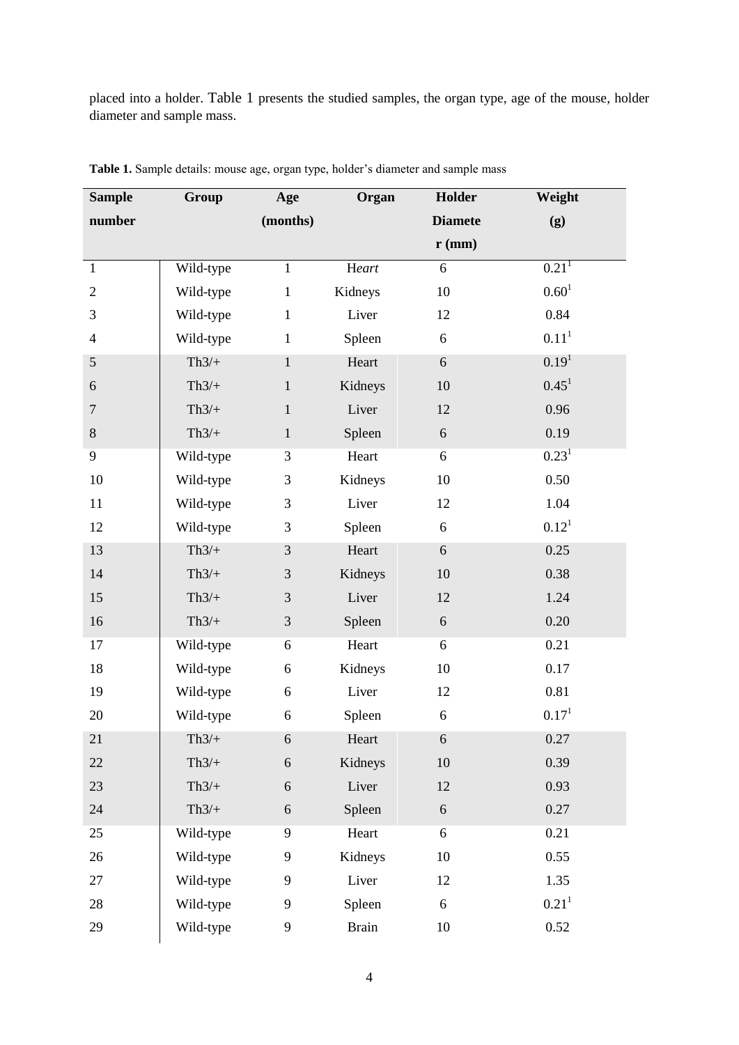placed into a holder. Table 1 presents the studied samples, the organ type, age of the mouse, holder diameter and sample mass.

**Table 1.** Sample details: mouse age, organ type, holder's diameter and sample mass

| Sample number | Group | Age (months) | Organ | Holder Diameter (mm) | Weight (g) |
|---|---|---|---|---|---|
| 1 | Wild-type | 1 | Heart | 6 | 0.21[1] |
| 2 | Wild-type | 1 | Kidneys | 10 | 0.60[1] |
| 3 | Wild-type | 1 | Liver | 12 | 0.84 |
| 4 | Wild-type | 1 | Spleen | 6 | 0.11[1] |
| 5 | Th3/+ | 1 | Heart | 6 | 0.19[1] |
| 6 | Th3/+ | 1 | Kidneys | 10 | 0.45[1] |
| 7 | Th3/+ | 1 | Liver | 12 | 0.96 |
| 8 | Th3/+ | 1 | Spleen | 6 | 0.19 |
| 9 | Wild-type | 3 | Heart | 6 | 0.23[1] |
| 10 | Wild-type | 3 | Kidneys | 10 | 0.50 |
| 11 | Wild-type | 3 | Liver | 12 | 1.04 |
| 12 | Wild-type | 3 | Spleen | 6 | 0.12[1] |
| 13 | Th3/+ | 3 | Heart | 6 | 0.25 |
| 14 | Th3/+ | 3 | Kidneys | 10 | 0.38 |
| 15 | Th3/+ | 3 | Liver | 12 | 1.24 |
| 16 | Th3/+ | 3 | Spleen | 6 | 0.20 |
| 17 | Wild-type | 6 | Heart | 6 | 0.21 |
| 18 | Wild-type | 6 | Kidneys | 10 | 0.17 |
| 19 | Wild-type | 6 | Liver | 12 | 0.81 |
| 20 | Wild-type | 6 | Spleen | 6 | 0.17[1] |
| 21 | Th3/+ | 6 | Heart | 6 | 0.27 |
| 22 | Th3/+ | 6 | Kidneys | 10 | 0.39 |
| 23 | Th3/+ | 6 | Liver | 12 | 0.93 |
| 24 | Th3/+ | 6 | Spleen | 6 | 0.27 |
| 25 | Wild-type | 9 | Heart | 6 | 0.21 |
| 26 | Wild-type | 9 | Kidneys | 10 | 0.55 |
| 27 | Wild-type | 9 | Liver | 12 | 1.35 |
| 28 | Wild-type | 9 | Spleen | 6 | 0.21[1] |
| 29 | Wild-type | 9 | Brain | 10 | 0.52 |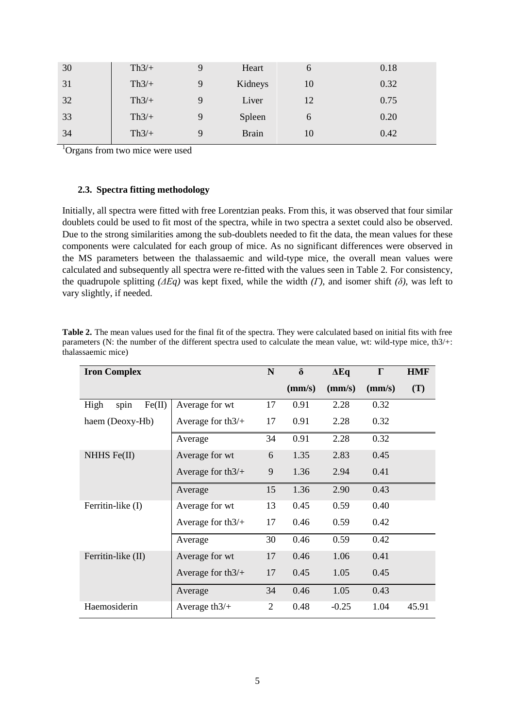| 30 | Th3/+ | 9 | Heart | 6 | 0.18 |
|---|---|---|---|---|---|
| 31 | Th3/+ | 9 | Kidneys | 10 | 0.32 |
| 32 | Th3/+ | 9 | Liver | 12 | 0.75 |
| 33 | Th3/+ | 9 | Spleen | 6 | 0.20 |
| 34 | Th3/+ | 9 | Brain | 10 | 0.42 |

[1]Organs from two mice were used

### 2.3. Spectra fitting methodology

Initially, all spectra were fitted with free Lorentzian peaks. From this, it was observed that four similar doublets could be used to fit most of the spectra, while in two spectra a sextet could also be observed. Due to the strong similarities among the sub-doublets needed to fit the data, the mean values for these components were calculated for each group of mice. As no significant differences were observed in the MS parameters between the thalassaemic and wild-type mice, the overall mean values were calculated and subsequently all spectra were re-fitted with the values seen in Table 2. For consistency, the quadrupole splitting *($\Delta Eq$)* was kept fixed, while the width *($\Gamma$)*, and isomer shift *($\delta$)*, was left to vary slightly, if needed.

**Table 2.** The mean values used for the final fit of the spectra. They were calculated based on initial fits with free parameters (N: the number of the different spectra used to calculate the mean value, wt: wild-type mice, th3/+: thalassaemic mice)

| **Iron Complex** | | **N** | **δ (mm/s)** | **ΔEq (mm/s)** | **Γ (mm/s)** | **HMF (T)** |
|---|---|---|---|---|---|---|
| High spin Fe(II) haem (Deoxy-Hb) | Average for wt | 17 | 0.91 | 2.28 | 0.32 | |
| | Average for th3/+ | 17 | 0.91 | 2.28 | 0.32 | |
| | Average | 34 | 0.91 | 2.28 | 0.32 | |
| NHHS Fe(II) | Average for wt | 6 | 1.35 | 2.83 | 0.45 | |
| | Average for th3/+ | 9 | 1.36 | 2.94 | 0.41 | |
| | Average | 15 | 1.36 | 2.90 | 0.43 | |
| Ferritin-like (I) | Average for wt | 13 | 0.45 | 0.59 | 0.40 | |
| | Average for th3/+ | 17 | 0.46 | 0.59 | 0.42 | |
| | Average | 30 | 0.46 | 0.59 | 0.42 | |
| Ferritin-like (II) | Average for wt | 17 | 0.46 | 1.06 | 0.41 | |
| | Average for th3/+ | 17 | 0.45 | 1.05 | 0.45 | |
| | Average | 34 | 0.46 | 1.05 | 0.43 | |
| Haemosiderin | Average th3/+ | 2 | 0.48 | -0.25 | 1.04 | 45.91 |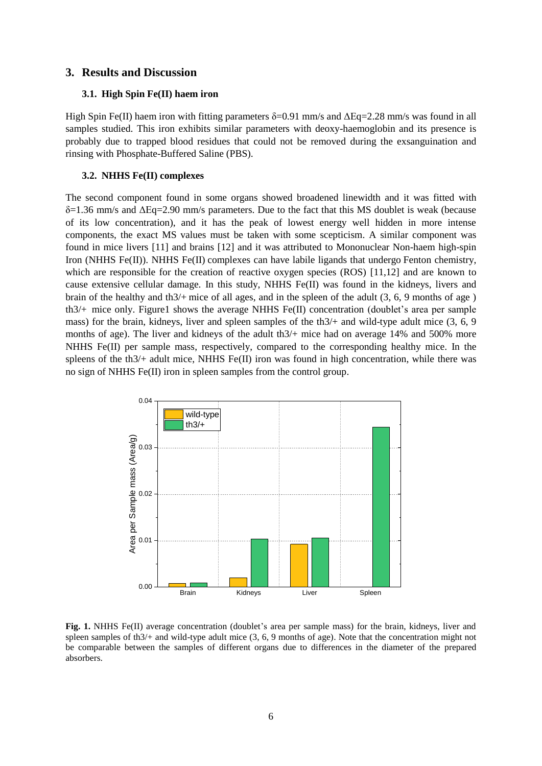## 3. Results and Discussion

### 3.1. High Spin Fe(II) haem iron

High Spin Fe(II) haem iron with fitting parameters $\delta$=0.91 mm/s and $\Delta$Eq=2.28 mm/s was found in all samples studied. This iron exhibits similar parameters with deoxy-haemoglobin and its presence is probably due to trapped blood residues that could not be removed during the exsanguination and rinsing with Phosphate-Buffered Saline (PBS).

### 3.2. NHHS Fe(II) complexes

The second component found in some organs showed broadened linewidth and it was fitted with $\delta$=1.36 mm/s and $\Delta$Eq=2.90 mm/s parameters. Due to the fact that this MS doublet is weak (because of its low concentration), and it has the peak of lowest energy well hidden in more intense components, the exact MS values must be taken with some scepticism. A similar component was found in mice livers [11] and brains [12] and it was attributed to Mononuclear Non-haem high-spin Iron (NHHS Fe(II)). NHHS Fe(II) complexes can have labile ligands that undergo Fenton chemistry, which are responsible for the creation of reactive oxygen species (ROS) [11,12] and are known to cause extensive cellular damage. In this study, NHHS Fe(II) was found in the kidneys, livers and brain of the healthy and th3/+ mice of all ages, and in the spleen of the adult (3, 6, 9 months of age ) th3/+ mice only. Figure1 shows the average NHHS Fe(II) concentration (doublet's area per sample mass) for the brain, kidneys, liver and spleen samples of the th3/+ and wild-type adult mice (3, 6, 9 months of age). The liver and kidneys of the adult th3/+ mice had on average 14% and 500% more NHHS Fe(II) per sample mass, respectively, compared to the corresponding healthy mice. In the spleens of the th3/+ adult mice, NHHS Fe(II) iron was found in high concentration, while there was no sign of NHHS Fe(II) iron in spleen samples from the control group.

**Fig. 1.** NHHS Fe(II) average concentration (doublet's area per sample mass) for the brain, kidneys, liver and spleen samples of th3/+ and wild-type adult mice (3, 6, 9 months of age). Note that the concentration might not be comparable between the samples of different organs due to differences in the diameter of the prepared absorbers.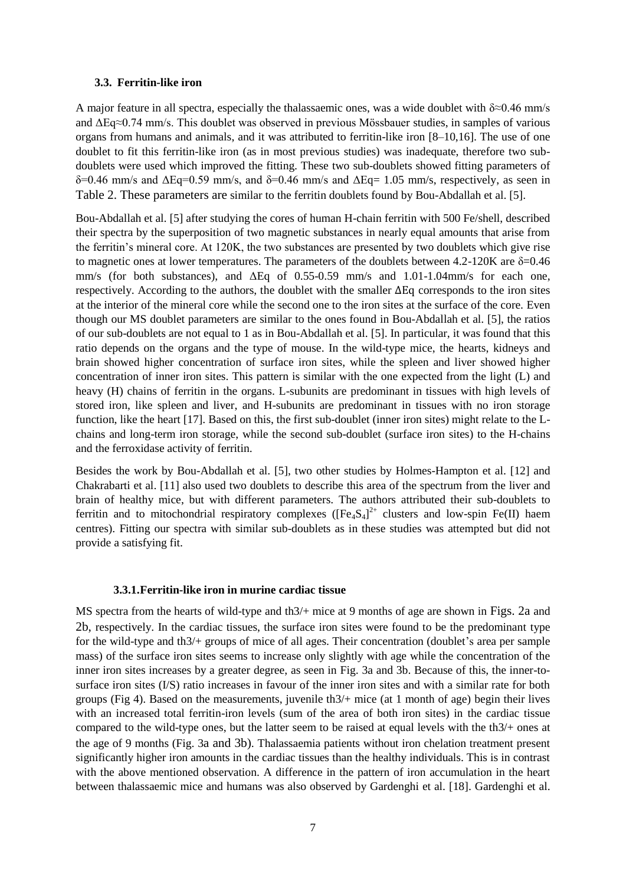### 3.3. Ferritin-like iron

A major feature in all spectra, especially the thalassaemic ones, was a wide doublet with $\delta \approx 0.46$ mm/s and $\Delta Eq \approx 0.74$ mm/s. This doublet was observed in previous Mössbauer studies, in samples of various organs from humans and animals, and it was attributed to ferritin-like iron [8–10,16]. The use of one doublet to fit this ferritin-like iron (as in most previous studies) was inadequate, therefore two sub-doublets were used which improved the fitting. These two sub-doublets showed fitting parameters of $\delta$=0.46 mm/s and $\Delta$Eq=0.59 mm/s, and $\delta$=0.46 mm/s and $\Delta$Eq= 1.05 mm/s, respectively, as seen in Table 2. These parameters are similar to the ferritin doublets found by Bou-Abdallah et al. [5].

Bou-Abdallah et al. [5] after studying the cores of human H-chain ferritin with 500 Fe/shell, described their spectra by the superposition of two magnetic substances in nearly equal amounts that arise from the ferritin's mineral core. At 120K, the two substances are presented by two doublets which give rise to magnetic ones at lower temperatures. The parameters of the doublets between 4.2-120K are $\delta$=0.46 mm/s (for both substances), and $\Delta$Eq of 0.55-0.59 mm/s and 1.01-1.04mm/s for each one, respectively. According to the authors, the doublet with the smaller $\Delta$Eq corresponds to the iron sites at the interior of the mineral core while the second one to the iron sites at the surface of the core. Even though our MS doublet parameters are similar to the ones found in Bou-Abdallah et al. [5], the ratios of our sub-doublets are not equal to 1 as in Bou-Abdallah et al. [5]. In particular, it was found that this ratio depends on the organs and the type of mouse. In the wild-type mice, the hearts, kidneys and brain showed higher concentration of surface iron sites, while the spleen and liver showed higher concentration of inner iron sites. This pattern is similar with the one expected from the light (L) and heavy (H) chains of ferritin in the organs. L-subunits are predominant in tissues with high levels of stored iron, like spleen and liver, and H-subunits are predominant in tissues with no iron storage function, like the heart [17]. Based on this, the first sub-doublet (inner iron sites) might relate to the L-chains and long-term iron storage, while the second sub-doublet (surface iron sites) to the H-chains and the ferroxidase activity of ferritin.

Besides the work by Bou-Abdallah et al. [5], two other studies by Holmes-Hampton et al. [12] and Chakrabarti et al. [11] also used two doublets to describe this area of the spectrum from the liver and brain of healthy mice, but with different parameters. The authors attributed their sub-doublets to ferritin and to mitochondrial respiratory complexes ($[Fe_4S_4]^{2+}$ clusters and low-spin Fe(II) haem centres). Fitting our spectra with similar sub-doublets as in these studies was attempted but did not provide a satisfying fit.

#### 3.3.1. Ferritin-like iron in murine cardiac tissue

MS spectra from the hearts of wild-type and th3/+ mice at 9 months of age are shown in Figs. 2a and 2b, respectively. In the cardiac tissues, the surface iron sites were found to be the predominant type for the wild-type and th3/+ groups of mice of all ages. Their concentration (doublet's area per sample mass) of the surface iron sites seems to increase only slightly with age while the concentration of the inner iron sites increases by a greater degree, as seen in Fig. 3a and 3b. Because of this, the inner-to-surface iron sites (I/S) ratio increases in favour of the inner iron sites and with a similar rate for both groups (Fig 4). Based on the measurements, juvenile th3/+ mice (at 1 month of age) begin their lives with an increased total ferritin-iron levels (sum of the area of both iron sites) in the cardiac tissue compared to the wild-type ones, but the latter seem to be raised at equal levels with the th3/+ ones at the age of 9 months (Fig. 3a and 3b). Thalassaemia patients without iron chelation treatment present significantly higher iron amounts in the cardiac tissues than the healthy individuals. This is in contrast with the above mentioned observation. A difference in the pattern of iron accumulation in the heart between thalassaemic mice and humans was also observed by Gardenghi et al. [18]. Gardenghi et al.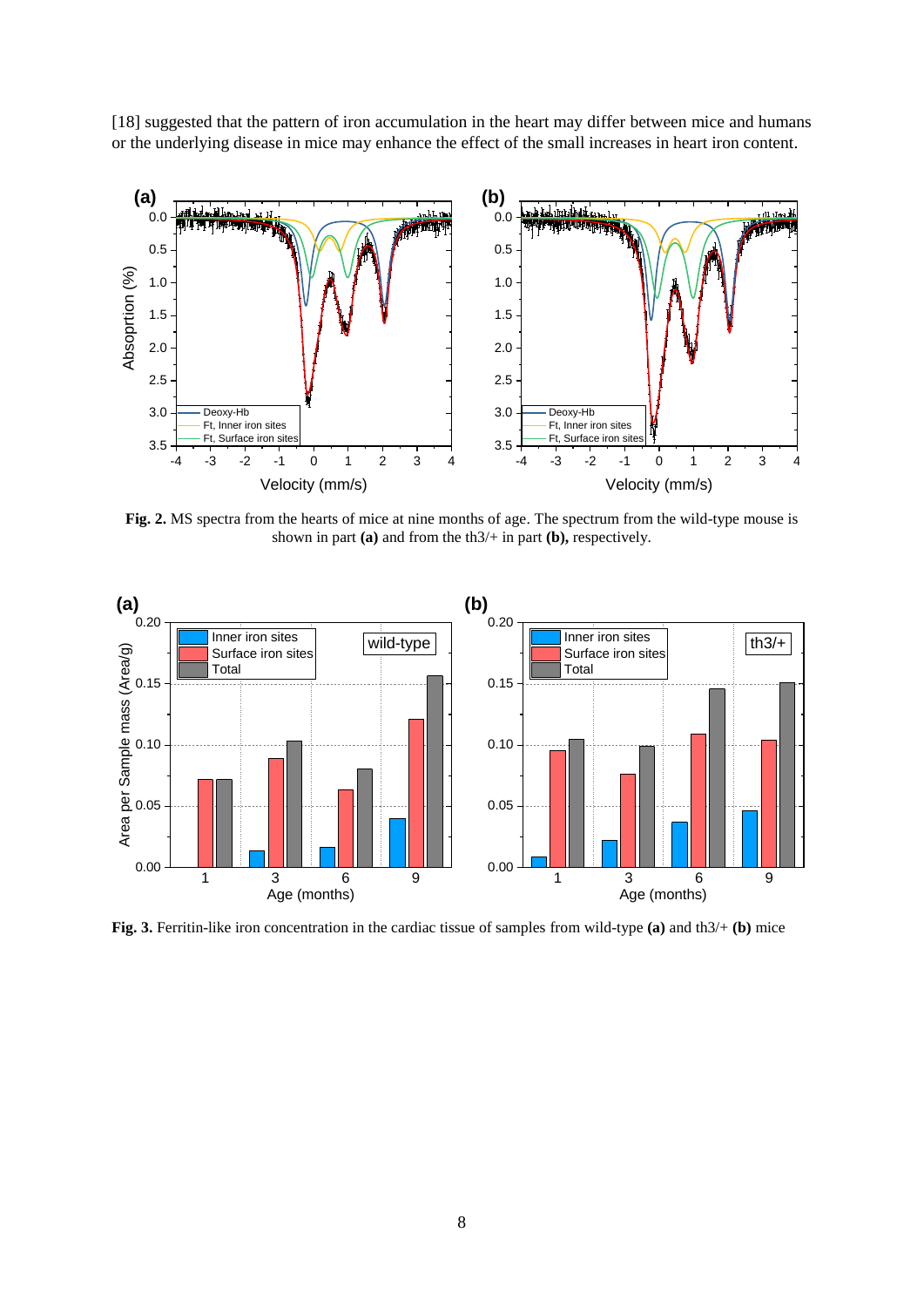[18] suggested that the pattern of iron accumulation in the heart may differ between mice and humans or the underlying disease in mice may enhance the effect of the small increases in heart iron content.

**Fig. 2.** MS spectra from the hearts of mice at nine months of age. The spectrum from the wild-type mouse is shown in part **(a)** and from the th3/+ in part **(b),** respectively.

**Fig. 3.** Ferritin-like iron concentration in the cardiac tissue of samples from wild-type **(a)** and th3/+ **(b)** mice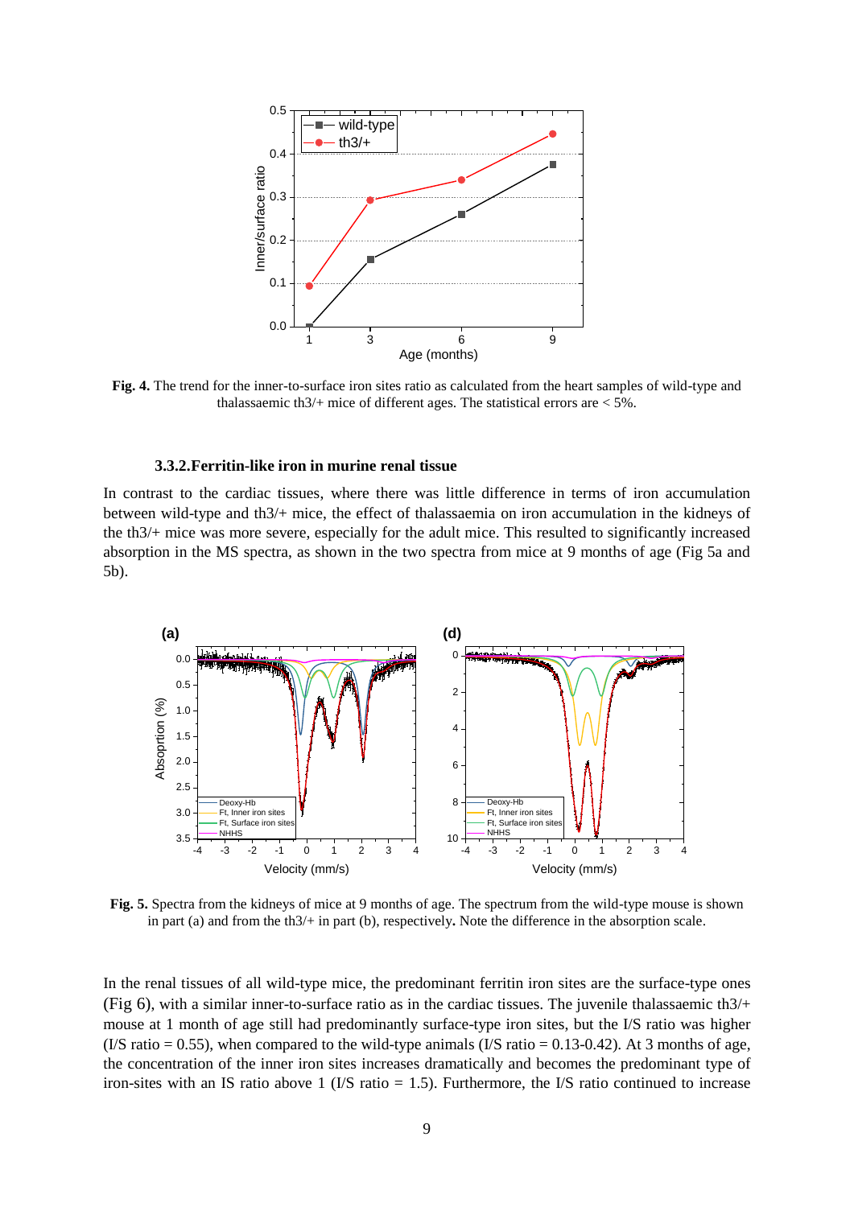**Fig. 4.** The trend for the inner-to-surface iron sites ratio as calculated from the heart samples of wild-type and thalassaemic th3/+ mice of different ages. The statistical errors are < 5%.

### 3.3.2. Ferritin-like iron in murine renal tissue

In contrast to the cardiac tissues, where there was little difference in terms of iron accumulation between wild-type and th3/+ mice, the effect of thalassaemia on iron accumulation in the kidneys of the th3/+ mice was more severe, especially for the adult mice. This resulted to significantly increased absorption in the MS spectra, as shown in the two spectra from mice at 9 months of age (Fig 5a and 5b).

**Fig. 5.** Spectra from the kidneys of mice at 9 months of age. The spectrum from the wild-type mouse is shown in part (a) and from the th3/+ in part (b), respectively**.** Note the difference in the absorption scale.

In the renal tissues of all wild-type mice, the predominant ferritin iron sites are the surface-type ones (Fig 6), with a similar inner-to-surface ratio as in the cardiac tissues. The juvenile thalassaemic th3/+ mouse at 1 month of age still had predominantly surface-type iron sites, but the I/S ratio was higher (I/S ratio = 0.55), when compared to the wild-type animals (I/S ratio = 0.13-0.42). At 3 months of age, the concentration of the inner iron sites increases dramatically and becomes the predominant type of iron-sites with an IS ratio above 1 (I/S ratio = 1.5). Furthermore, the I/S ratio continued to increase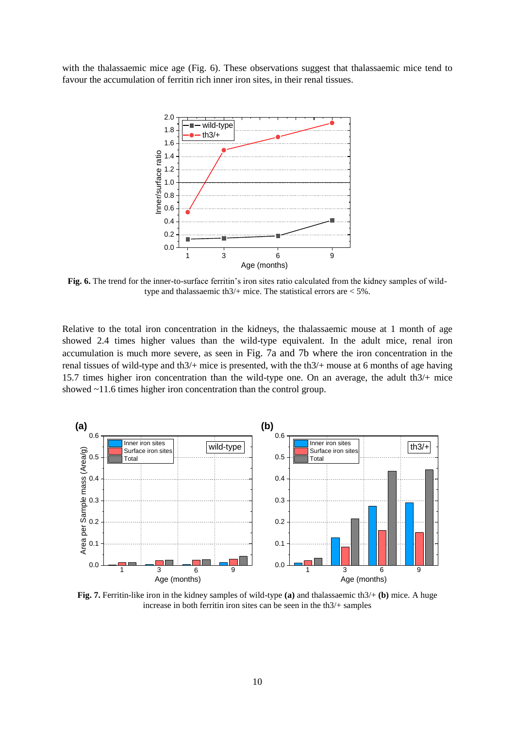with the thalassaemic mice age (Fig. 6). These observations suggest that thalassaemic mice tend to favour the accumulation of ferritin rich inner iron sites, in their renal tissues.

**Fig. 6.** The trend for the inner-to-surface ferritin's iron sites ratio calculated from the kidney samples of wild-type and thalassaemic th3/+ mice. The statistical errors are < 5%.

Relative to the total iron concentration in the kidneys, the thalassaemic mouse at 1 month of age showed 2.4 times higher values than the wild-type equivalent. In the adult mice, renal iron accumulation is much more severe, as seen in Fig. 7a and 7b where the iron concentration in the renal tissues of wild-type and th3/+ mice is presented, with the th3/+ mouse at 6 months of age having 15.7 times higher iron concentration than the wild-type one. On an average, the adult th3/+ mice showed ~11.6 times higher iron concentration than the control group.

**Fig. 7.** Ferritin-like iron in the kidney samples of wild-type **(a)** and thalassaemic th3/+ **(b)** mice. A huge increase in both ferritin iron sites can be seen in the th3/+ samples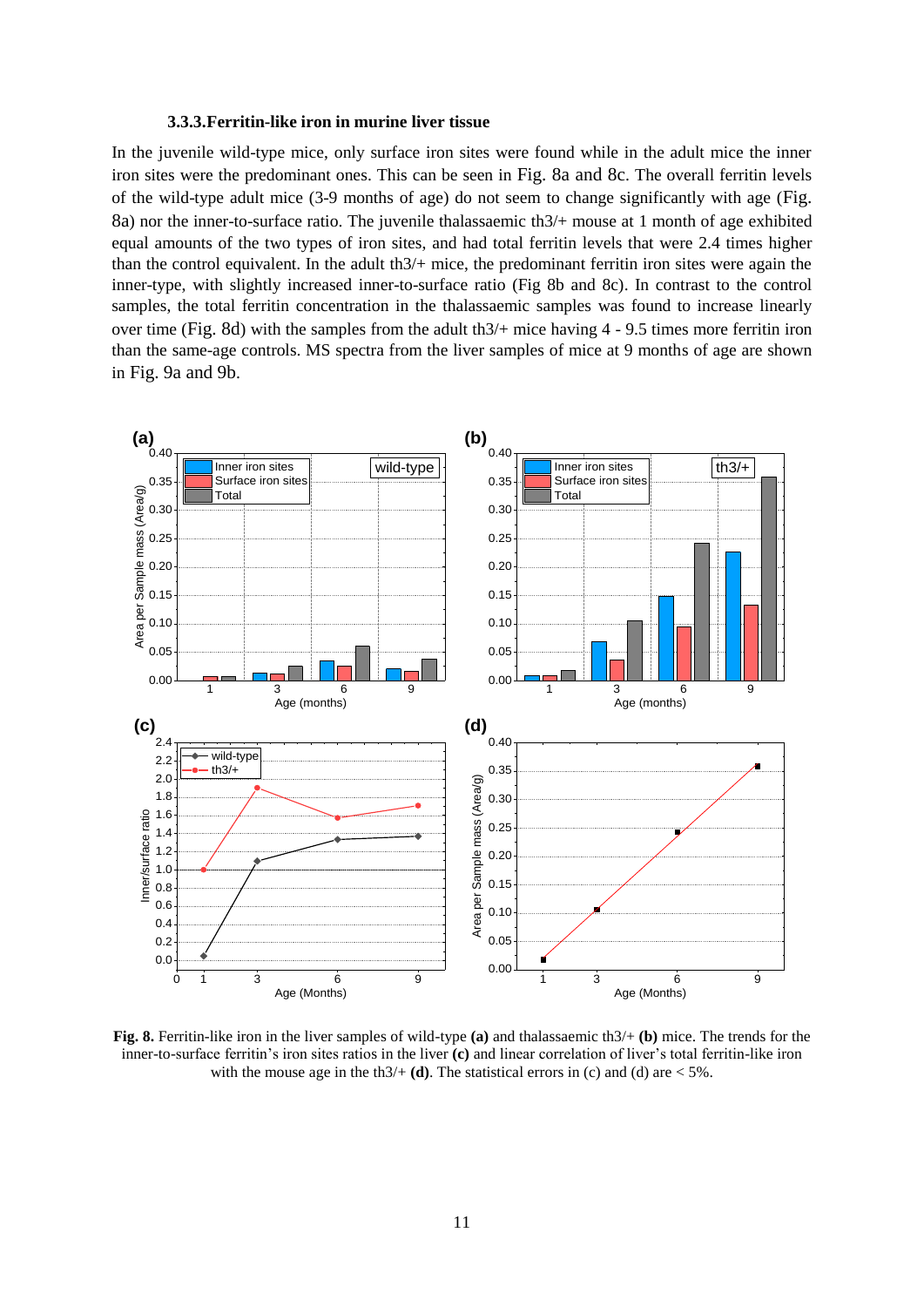### 3.3.3. Ferritin-like iron in murine liver tissue

In the juvenile wild-type mice, only surface iron sites were found while in the adult mice the inner iron sites were the predominant ones. This can be seen in Fig. 8a and 8c. The overall ferritin levels of the wild-type adult mice (3-9 months of age) do not seem to change significantly with age (Fig. 8a) nor the inner-to-surface ratio. The juvenile thalassaemic th3/+ mouse at 1 month of age exhibited equal amounts of the two types of iron sites, and had total ferritin levels that were 2.4 times higher than the control equivalent. In the adult th3/+ mice, the predominant ferritin iron sites were again the inner-type, with slightly increased inner-to-surface ratio (Fig 8b and 8c). In contrast to the control samples, the total ferritin concentration in the thalassaemic samples was found to increase linearly over time (Fig. 8d) with the samples from the adult th3/+ mice having 4 - 9.5 times more ferritin iron than the same-age controls. MS spectra from the liver samples of mice at 9 months of age are shown in Fig. 9a and 9b.

**Fig. 8.** Ferritin-like iron in the liver samples of wild-type **(a)** and thalassaemic th3/+ **(b)** mice. The trends for the inner-to-surface ferritin's iron sites ratios in the liver **(c)** and linear correlation of liver's total ferritin-like iron with the mouse age in the th3/+ **(d)**. The statistical errors in (c) and (d) are < 5%.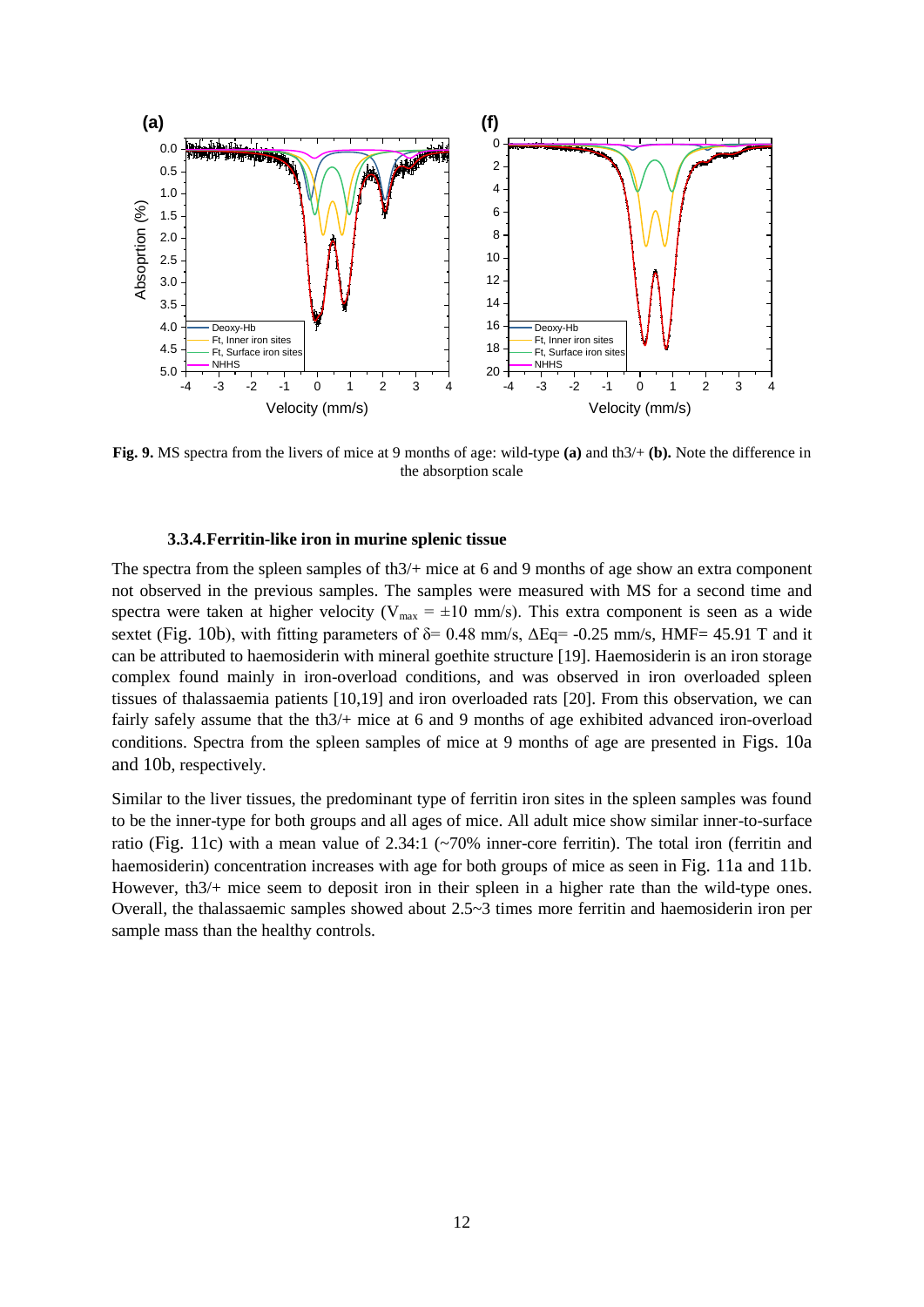**Fig. 9.** MS spectra from the livers of mice at 9 months of age: wild-type **(a)** and th3/+ **(b).** Note the difference in the absorption scale

### 3.3.4. Ferritin-like iron in murine splenic tissue

The spectra from the spleen samples of th3/+ mice at 6 and 9 months of age show an extra component not observed in the previous samples. The samples were measured with MS for a second time and spectra were taken at higher velocity ($V_{max}$ = ±10 mm/s). This extra component is seen as a wide sextet (Fig. 10b), with fitting parameters of δ= 0.48 mm/s, ΔEq= -0.25 mm/s, HMF= 45.91 T and it can be attributed to haemosiderin with mineral goethite structure [19]. Haemosiderin is an iron storage complex found mainly in iron-overload conditions, and was observed in iron overloaded spleen tissues of thalassaemia patients [10,19] and iron overloaded rats [20]. From this observation, we can fairly safely assume that the th3/+ mice at 6 and 9 months of age exhibited advanced iron-overload conditions. Spectra from the spleen samples of mice at 9 months of age are presented in Figs. 10a and 10b, respectively.

Similar to the liver tissues, the predominant type of ferritin iron sites in the spleen samples was found to be the inner-type for both groups and all ages of mice. All adult mice show similar inner-to-surface ratio (Fig. 11c) with a mean value of 2.34:1 (~70% inner-core ferritin). The total iron (ferritin and haemosiderin) concentration increases with age for both groups of mice as seen in Fig. 11a and 11b. However, th3/+ mice seem to deposit iron in their spleen in a higher rate than the wild-type ones. Overall, the thalassaemic samples showed about 2.5~3 times more ferritin and haemosiderin iron per sample mass than the healthy controls.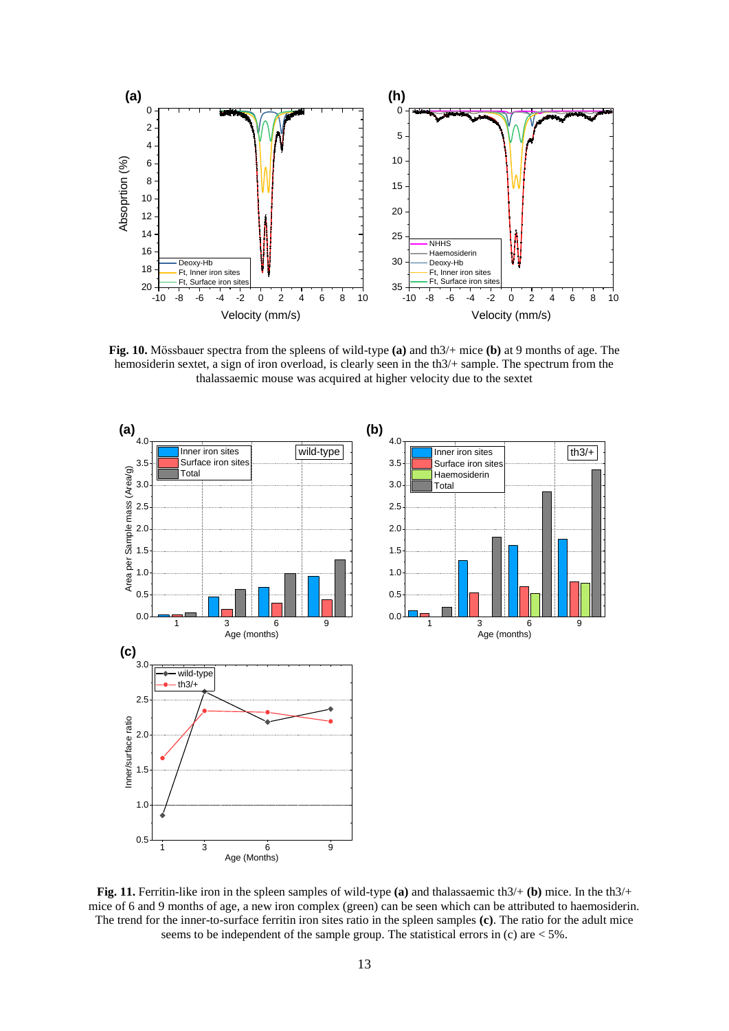**Fig. 10.** Mössbauer spectra from the spleens of wild-type **(a)** and th3/+ mice **(b)** at 9 months of age. The hemosiderin sextet, a sign of iron overload, is clearly seen in the th3/+ sample. The spectrum from the thalassaemic mouse was acquired at higher velocity due to the sextet

**Fig. 11.** Ferritin-like iron in the spleen samples of wild-type **(a)** and thalassaemic th3/+ **(b)** mice. In the th3/+ mice of 6 and 9 months of age, a new iron complex (green) can be seen which can be attributed to haemosiderin. The trend for the inner-to-surface ferritin iron sites ratio in the spleen samples **(c)**. The ratio for the adult mice seems to be independent of the sample group. The statistical errors in (c) are < 5%.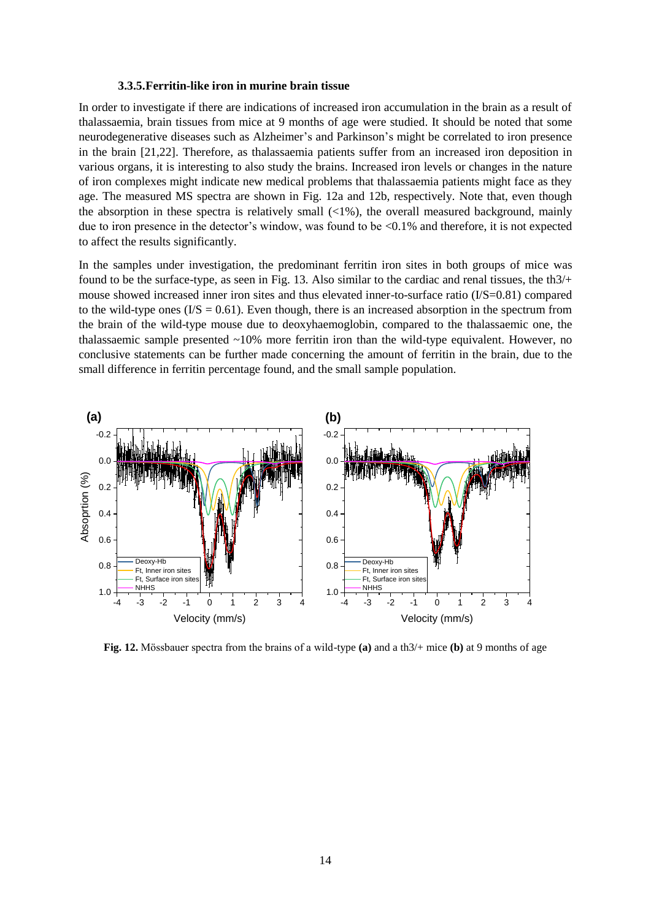### 3.3.5. Ferritin-like iron in murine brain tissue

In order to investigate if there are indications of increased iron accumulation in the brain as a result of thalassaemia, brain tissues from mice at 9 months of age were studied. It should be noted that some neurodegenerative diseases such as Alzheimer's and Parkinson's might be correlated to iron presence in the brain [21,22]. Therefore, as thalassaemia patients suffer from an increased iron deposition in various organs, it is interesting to also study the brains. Increased iron levels or changes in the nature of iron complexes might indicate new medical problems that thalassaemia patients might face as they age. The measured MS spectra are shown in Fig. 12a and 12b, respectively. Note that, even though the absorption in these spectra is relatively small (<1%), the overall measured background, mainly due to iron presence in the detector's window, was found to be <0.1% and therefore, it is not expected to affect the results significantly.

In the samples under investigation, the predominant ferritin iron sites in both groups of mice was found to be the surface-type, as seen in Fig. 13. Also similar to the cardiac and renal tissues, the th3/+ mouse showed increased inner iron sites and thus elevated inner-to-surface ratio (I/S=0.81) compared to the wild-type ones (I/S = 0.61). Even though, there is an increased absorption in the spectrum from the brain of the wild-type mouse due to deoxyhaemoglobin, compared to the thalassaemic one, the thalassaemic sample presented ~10% more ferritin iron than the wild-type equivalent. However, no conclusive statements can be further made concerning the amount of ferritin in the brain, due to the small difference in ferritin percentage found, and the small sample population.

**Fig. 12.** Mössbauer spectra from the brains of a wild-type **(a)** and a th3/+ mice **(b)** at 9 months of age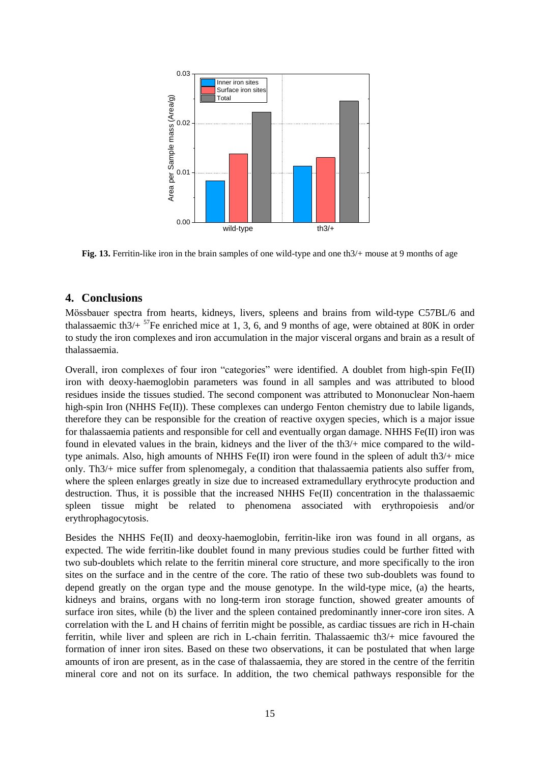**Fig. 13.** Ferritin-like iron in the brain samples of one wild-type and one th3/+ mouse at 9 months of age

## 4. Conclusions

Mössbauer spectra from hearts, kidneys, livers, spleens and brains from wild-type C57BL/6 and thalassaemic th3/+ $^{57}$Fe enriched mice at 1, 3, 6, and 9 months of age, were obtained at 80K in order to study the iron complexes and iron accumulation in the major visceral organs and brain as a result of thalassaemia.

Overall, iron complexes of four iron "categories" were identified. A doublet from high-spin Fe(II) iron with deoxy-haemoglobin parameters was found in all samples and was attributed to blood residues inside the tissues studied. The second component was attributed to Mononuclear Non-haem high-spin Iron (NHHS Fe(II)). These complexes can undergo Fenton chemistry due to labile ligands, therefore they can be responsible for the creation of reactive oxygen species, which is a major issue for thalassaemia patients and responsible for cell and eventually organ damage. NHHS Fe(II) iron was found in elevated values in the brain, kidneys and the liver of the th3/+ mice compared to the wild-type animals. Also, high amounts of NHHS Fe(II) iron were found in the spleen of adult th3/+ mice only. Th3/+ mice suffer from splenomegaly, a condition that thalassaemia patients also suffer from, where the spleen enlarges greatly in size due to increased extramedullary erythrocyte production and destruction. Thus, it is possible that the increased NHHS Fe(II) concentration in the thalassaemic spleen tissue might be related to phenomena associated with erythropoiesis and/or erythrophagocytosis.

Besides the NHHS Fe(II) and deoxy-haemoglobin, ferritin-like iron was found in all organs, as expected. The wide ferritin-like doublet found in many previous studies could be further fitted with two sub-doublets which relate to the ferritin mineral core structure, and more specifically to the iron sites on the surface and in the centre of the core. The ratio of these two sub-doublets was found to depend greatly on the organ type and the mouse genotype. In the wild-type mice, (a) the hearts, kidneys and brains, organs with no long-term iron storage function, showed greater amounts of surface iron sites, while (b) the liver and the spleen contained predominantly inner-core iron sites. A correlation with the L and H chains of ferritin might be possible, as cardiac tissues are rich in H-chain ferritin, while liver and spleen are rich in L-chain ferritin. Thalassaemic th3/+ mice favoured the formation of inner iron sites. Based on these two observations, it can be postulated that when large amounts of iron are present, as in the case of thalassaemia, they are stored in the centre of the ferritin mineral core and not on its surface. In addition, the two chemical pathways responsible for the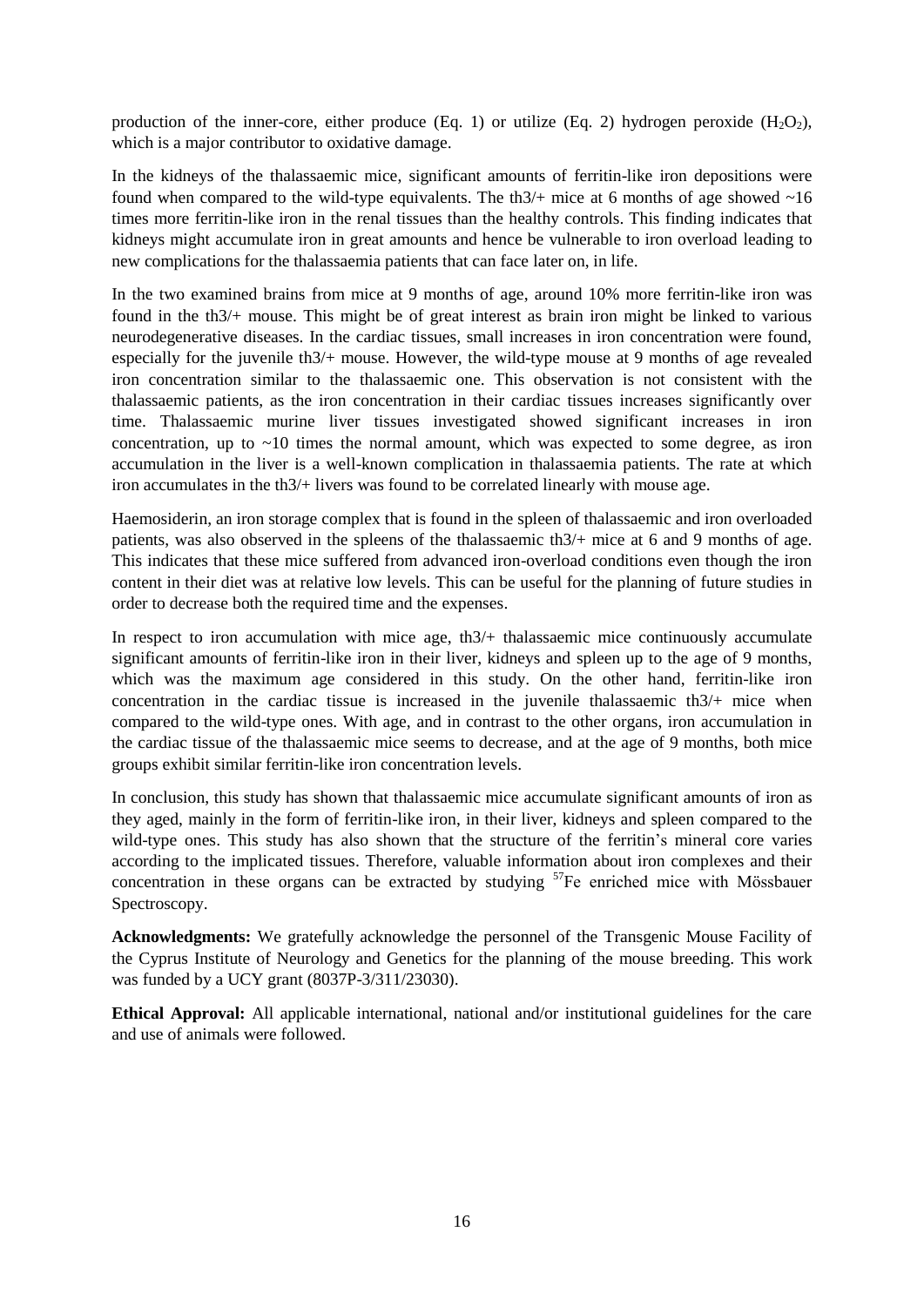production of the inner-core, either produce (Eq. 1) or utilize (Eq. 2) hydrogen peroxide ($H_2O_2$), which is a major contributor to oxidative damage.

In the kidneys of the thalassaemic mice, significant amounts of ferritin-like iron depositions were found when compared to the wild-type equivalents. The th3/+ mice at 6 months of age showed ~16 times more ferritin-like iron in the renal tissues than the healthy controls. This finding indicates that kidneys might accumulate iron in great amounts and hence be vulnerable to iron overload leading to new complications for the thalassaemia patients that can face later on, in life.

In the two examined brains from mice at 9 months of age, around 10% more ferritin-like iron was found in the th3/+ mouse. This might be of great interest as brain iron might be linked to various neurodegenerative diseases. In the cardiac tissues, small increases in iron concentration were found, especially for the juvenile th3/+ mouse. However, the wild-type mouse at 9 months of age revealed iron concentration similar to the thalassaemic one. This observation is not consistent with the thalassaemic patients, as the iron concentration in their cardiac tissues increases significantly over time. Thalassaemic murine liver tissues investigated showed significant increases in iron concentration, up to ~10 times the normal amount, which was expected to some degree, as iron accumulation in the liver is a well-known complication in thalassaemia patients. The rate at which iron accumulates in the th3/+ livers was found to be correlated linearly with mouse age.

Haemosiderin, an iron storage complex that is found in the spleen of thalassaemic and iron overloaded patients, was also observed in the spleens of the thalassaemic th3/+ mice at 6 and 9 months of age. This indicates that these mice suffered from advanced iron-overload conditions even though the iron content in their diet was at relative low levels. This can be useful for the planning of future studies in order to decrease both the required time and the expenses.

In respect to iron accumulation with mice age, th3/+ thalassaemic mice continuously accumulate significant amounts of ferritin-like iron in their liver, kidneys and spleen up to the age of 9 months, which was the maximum age considered in this study. On the other hand, ferritin-like iron concentration in the cardiac tissue is increased in the juvenile thalassaemic th3/+ mice when compared to the wild-type ones. With age, and in contrast to the other organs, iron accumulation in the cardiac tissue of the thalassaemic mice seems to decrease, and at the age of 9 months, both mice groups exhibit similar ferritin-like iron concentration levels.

In conclusion, this study has shown that thalassaemic mice accumulate significant amounts of iron as they aged, mainly in the form of ferritin-like iron, in their liver, kidneys and spleen compared to the wild-type ones. This study has also shown that the structure of the ferritin's mineral core varies according to the implicated tissues. Therefore, valuable information about iron complexes and their concentration in these organs can be extracted by studying $^{57}$Fe enriched mice with Mössbauer Spectroscopy.

**Acknowledgments:** We gratefully acknowledge the personnel of the Transgenic Mouse Facility of the Cyprus Institute of Neurology and Genetics for the planning of the mouse breeding. This work was funded by a UCY grant (8037P-3/311/23030).

**Ethical Approval:** All applicable international, national and/or institutional guidelines for the care and use of animals were followed.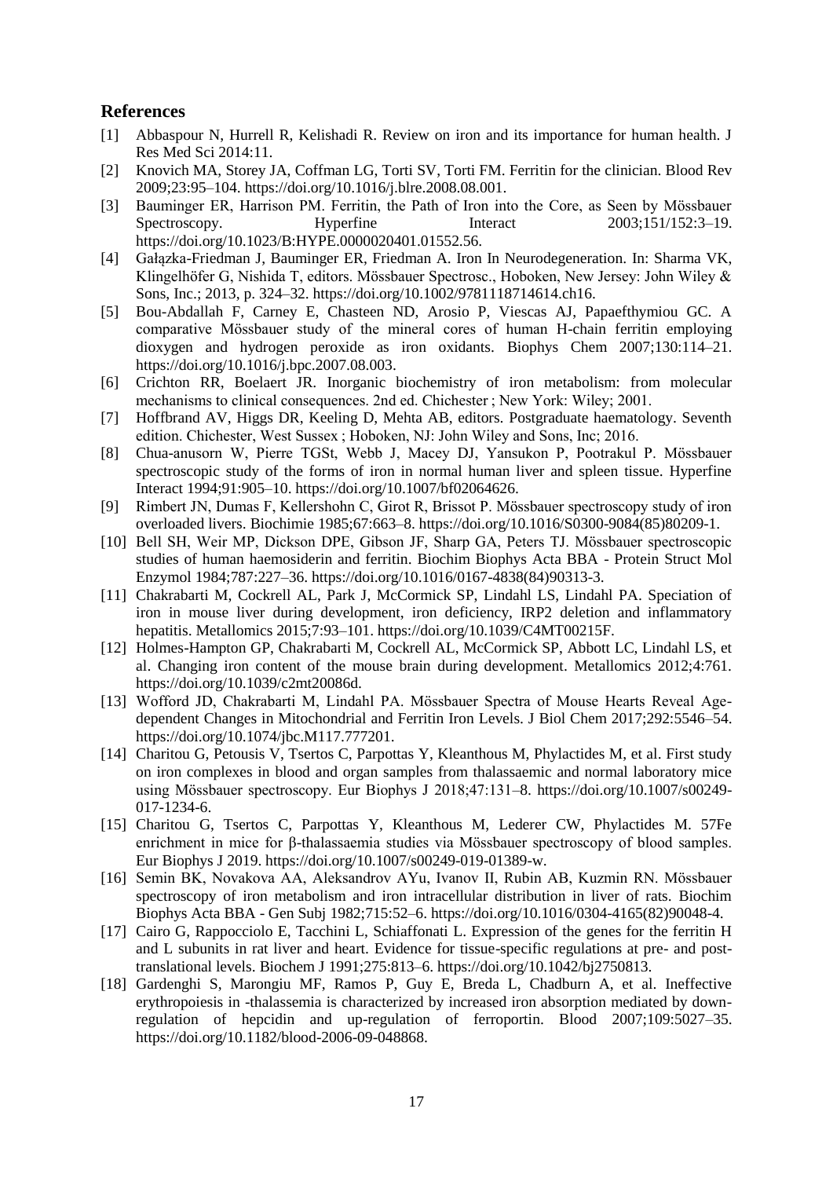## References

[1] Abbaspour N, Hurrell R, Kelishadi R. Review on iron and its importance for human health. J Res Med Sci 2014:11.

[2] Knovich MA, Storey JA, Coffman LG, Torti SV, Torti FM. Ferritin for the clinician. Blood Rev 2009;23:95–104. https://doi.org/10.1016/j.blre.2008.08.001.

[3] Bauminger ER, Harrison PM. Ferritin, the Path of Iron into the Core, as Seen by Mössbauer Spectroscopy. Hyperfine Interact 2003;151/152:3–19. https://doi.org/10.1023/B:HYPE.0000020401.01552.56.

[4] Gałązka-Friedman J, Bauminger ER, Friedman A. Iron In Neurodegeneration. In: Sharma VK, Klingelhöfer G, Nishida T, editors. Mössbauer Spectrosc., Hoboken, New Jersey: John Wiley & Sons, Inc.; 2013, p. 324–32. https://doi.org/10.1002/9781118714614.ch16.

[5] Bou-Abdallah F, Carney E, Chasteen ND, Arosio P, Viescas AJ, Papaefthymiou GC. A comparative Mössbauer study of the mineral cores of human H-chain ferritin employing dioxygen and hydrogen peroxide as iron oxidants. Biophys Chem 2007;130:114–21. https://doi.org/10.1016/j.bpc.2007.08.003.

[6] Crichton RR, Boelaert JR. Inorganic biochemistry of iron metabolism: from molecular mechanisms to clinical consequences. 2nd ed. Chichester ; New York: Wiley; 2001.

[7] Hoffbrand AV, Higgs DR, Keeling D, Mehta AB, editors. Postgraduate haematology. Seventh edition. Chichester, West Sussex ; Hoboken, NJ: John Wiley and Sons, Inc; 2016.

[8] Chua-anusorn W, Pierre TGSt, Webb J, Macey DJ, Yansukon P, Pootrakul P. Mössbauer spectroscopic study of the forms of iron in normal human liver and spleen tissue. Hyperfine Interact 1994;91:905–10. https://doi.org/10.1007/bf02064626.

[9] Rimbert JN, Dumas F, Kellershohn C, Girot R, Brissot P. Mössbauer spectroscopy study of iron overloaded livers. Biochimie 1985;67:663–8. https://doi.org/10.1016/S0300-9084(85)80209-1.

[10] Bell SH, Weir MP, Dickson DPE, Gibson JF, Sharp GA, Peters TJ. Mössbauer spectroscopic studies of human haemosiderin and ferritin. Biochim Biophys Acta BBA - Protein Struct Mol Enzymol 1984;787:227–36. https://doi.org/10.1016/0167-4838(84)90313-3.

[11] Chakrabarti M, Cockrell AL, Park J, McCormick SP, Lindahl LS, Lindahl PA. Speciation of iron in mouse liver during development, iron deficiency, IRP2 deletion and inflammatory hepatitis. Metallomics 2015;7:93–101. https://doi.org/10.1039/C4MT00215F.

[12] Holmes-Hampton GP, Chakrabarti M, Cockrell AL, McCormick SP, Abbott LC, Lindahl LS, et al. Changing iron content of the mouse brain during development. Metallomics 2012;4:761. https://doi.org/10.1039/c2mt20086d.

[13] Wofford JD, Chakrabarti M, Lindahl PA. Mössbauer Spectra of Mouse Hearts Reveal Age-dependent Changes in Mitochondrial and Ferritin Iron Levels. J Biol Chem 2017;292:5546–54. https://doi.org/10.1074/jbc.M117.777201.

[14] Charitou G, Petousis V, Tsertos C, Parpottas Y, Kleanthous M, Phylactides M, et al. First study on iron complexes in blood and organ samples from thalassaemic and normal laboratory mice using Mössbauer spectroscopy. Eur Biophys J 2018;47:131–8. https://doi.org/10.1007/s00249-017-1234-6.

[15] Charitou G, Tsertos C, Parpottas Y, Kleanthous M, Lederer CW, Phylactides M. 57Fe enrichment in mice for β-thalassaemia studies via Mössbauer spectroscopy of blood samples. Eur Biophys J 2019. https://doi.org/10.1007/s00249-019-01389-w.

[16] Semin BK, Novakova AA, Aleksandrov AYu, Ivanov II, Rubin AB, Kuzmin RN. Mössbauer spectroscopy of iron metabolism and iron intracellular distribution in liver of rats. Biochim Biophys Acta BBA - Gen Subj 1982;715:52–6. https://doi.org/10.1016/0304-4165(82)90048-4.

[17] Cairo G, Rappocciolo E, Tacchini L, Schiaffonati L. Expression of the genes for the ferritin H and L subunits in rat liver and heart. Evidence for tissue-specific regulations at pre- and post-translational levels. Biochem J 1991;275:813–6. https://doi.org/10.1042/bj2750813.

[18] Gardenghi S, Marongiu MF, Ramos P, Guy E, Breda L, Chadburn A, et al. Ineffective erythropoiesis in -thalassemia is characterized by increased iron absorption mediated by down-regulation of hepcidin and up-regulation of ferroportin. Blood 2007;109:5027–35. https://doi.org/10.1182/blood-2006-09-048868.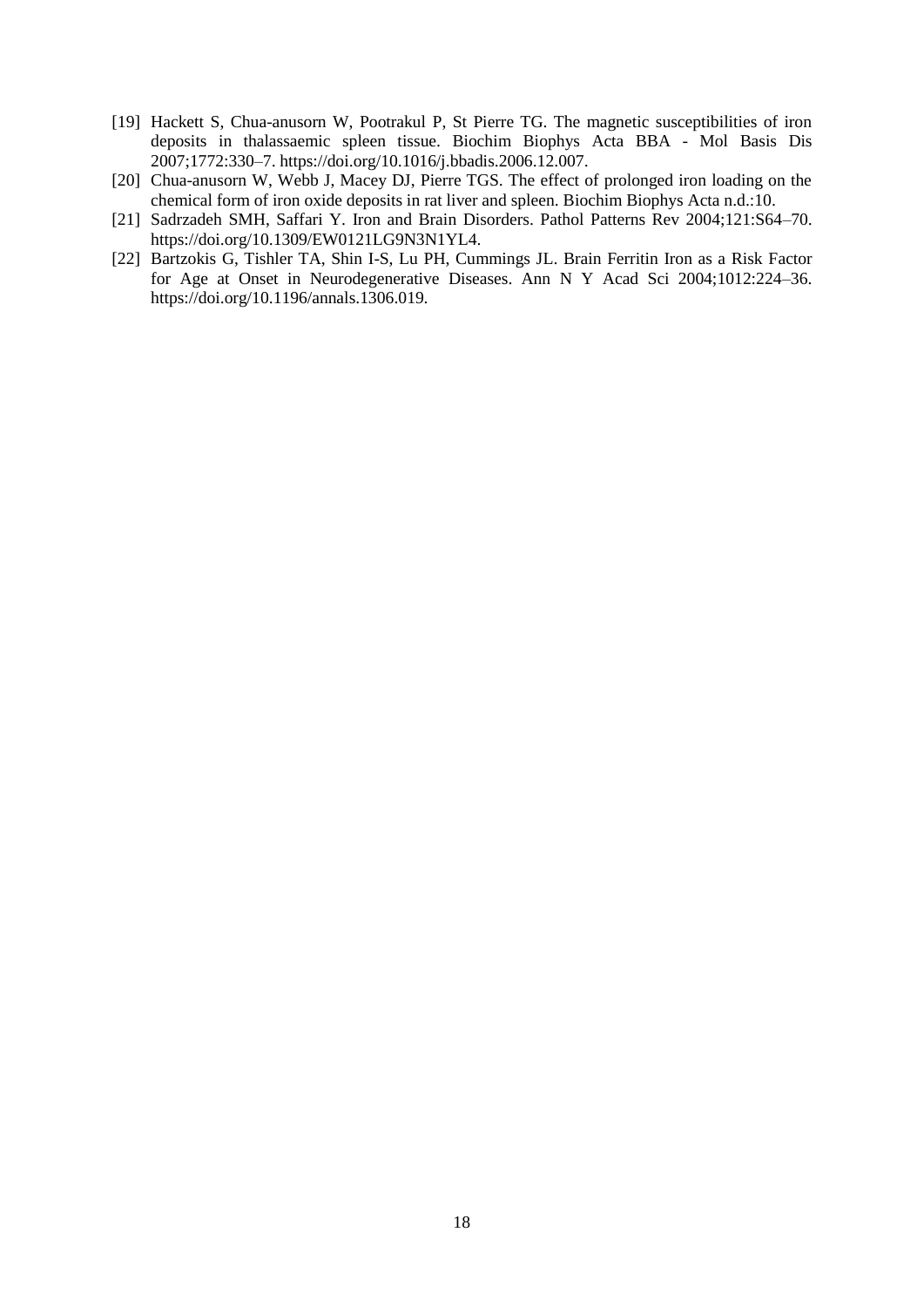[19] Hackett S, Chua-anusorn W, Pootrakul P, St Pierre TG. The magnetic susceptibilities of iron deposits in thalassaemic spleen tissue. Biochim Biophys Acta BBA - Mol Basis Dis 2007;1772:330–7. https://doi.org/10.1016/j.bbadis.2006.12.007.

[20] Chua-anusorn W, Webb J, Macey DJ, Pierre TGS. The effect of prolonged iron loading on the chemical form of iron oxide deposits in rat liver and spleen. Biochim Biophys Acta n.d.:10.

[21] Sadrzadeh SMH, Saffari Y. Iron and Brain Disorders. Pathol Patterns Rev 2004;121:S64–70. https://doi.org/10.1309/EW0121LG9N3N1YL4.

[22] Bartzokis G, Tishler TA, Shin I-S, Lu PH, Cummings JL. Brain Ferritin Iron as a Risk Factor for Age at Onset in Neurodegenerative Diseases. Ann N Y Acad Sci 2004;1012:224–36. https://doi.org/10.1196/annals.1306.019.